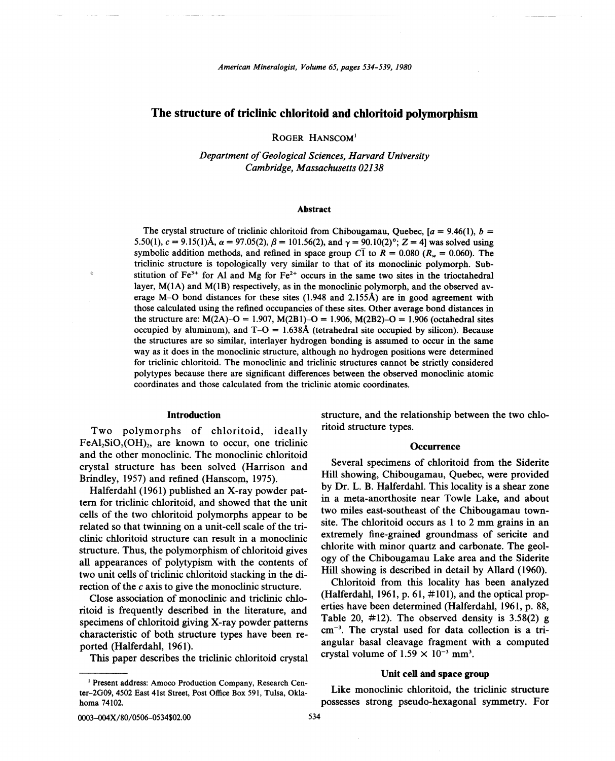# The structure of triclinic chloritoid and chloritoid polymorphism

ROGER HANSCOM[1]

*Department of Geological Sciences, Harvard University*
*Cambridge, Massachusetts 02138*

## Abstract

The crystal structure of triclinic chloritoid from Chibougamau, Quebec, [$a = 9.46(1)$, $b = 5.50(1)$, $c = 9.15(1)$Å, $\alpha = 97.05(2)$, $\beta = 101.56(2)$, and $\gamma = 90.10(2)°$; $Z = 4$] was solved using symbolic addition methods, and refined in space group $C\bar{1}$ to $R = 0.080$ ($R_w = 0.060$). The triclinic structure is topologically very similar to that of its monoclinic polymorph. Substitution of $Fe^{3+}$ for Al and Mg for $Fe^{2+}$ occurs in the same two sites in the trioctahedral layer, M(1A) and M(1B) respectively, as in the monoclinic polymorph, and the observed average M–O bond distances for these sites (1.948 and 2.155Å) are in good agreement with those calculated using the refined occupancies of these sites. Other average bond distances in the structure are: M(2A)–O = 1.907, M(2B1)–O = 1.906, M(2B2)–O = 1.906 (octahedral sites occupied by aluminum), and T–O = 1.638Å (tetrahedral site occupied by silicon). Because the structures are so similar, interlayer hydrogen bonding is assumed to occur in the same way as it does in the monoclinic structure, although no hydrogen positions were determined for triclinic chloritoid. The monoclinic and triclinic structures cannot be strictly considered polytypes because there are significant differences between the observed monoclinic atomic coordinates and those calculated from the triclinic atomic coordinates.

## Introduction

Two polymorphs of chloritoid, ideally $FeAl_2SiO_5(OH)_2$, are known to occur, one triclinic and the other monoclinic. The monoclinic chloritoid crystal structure has been solved (Harrison and Brindley, 1957) and refined (Hanscom, 1975).

Halferdahl (1961) published an X-ray powder pattern for triclinic chloritoid, and showed that the unit cells of the two chloritoid polymorphs appear to be related so that twinning on a unit-cell scale of the triclinic chloritoid structure can result in a monoclinic structure. Thus, the polymorphism of chloritoid gives all appearances of polytypism with the contents of two unit cells of triclinic chloritoid stacking in the direction of the $c$ axis to give the monoclinic structure.

Close association of monoclinic and triclinic chloritoid is frequently described in the literature, and specimens of chloritoid giving X-ray powder patterns characteristic of both structure types have been reported (Halferdahl, 1961).

This paper describes the triclinic chloritoid crystal structure, and the relationship between the two chloritoid structure types.

## Occurrence

Several specimens of chloritoid from the Siderite Hill showing, Chibougamau, Quebec, were provided by Dr. L. B. Halferdahl. This locality is a shear zone in a meta-anorthosite near Towle Lake, and about two miles east-southeast of the Chibougamau townsite. The chloritoid occurs as 1 to 2 mm grains in an extremely fine-grained groundmass of sericite and chlorite with minor quartz and carbonate. The geology of the Chibougamau Lake area and the Siderite Hill showing is described in detail by Allard (1960).

Chloritoid from this locality has been analyzed (Halferdahl, 1961, p. 61, #101), and the optical properties have been determined (Halferdahl, 1961, p. 88, Table 20, #12). The observed density is 3.58(2) g $cm^{-3}$. The crystal used for data collection is a triangular basal cleavage fragment with a computed crystal volume of $1.59 \times 10^{-3}$ $mm^3$.

## Unit cell and space group

Like monoclinic chloritoid, the triclinic structure possesses strong pseudo-hexagonal symmetry. For

---

[1] Present address: Amoco Production Company, Research Center-2G09, 4502 East 41st Street, Post Office Box 591, Tulsa, Oklahoma 74102.

0003-004X/80/0506-0534$02.00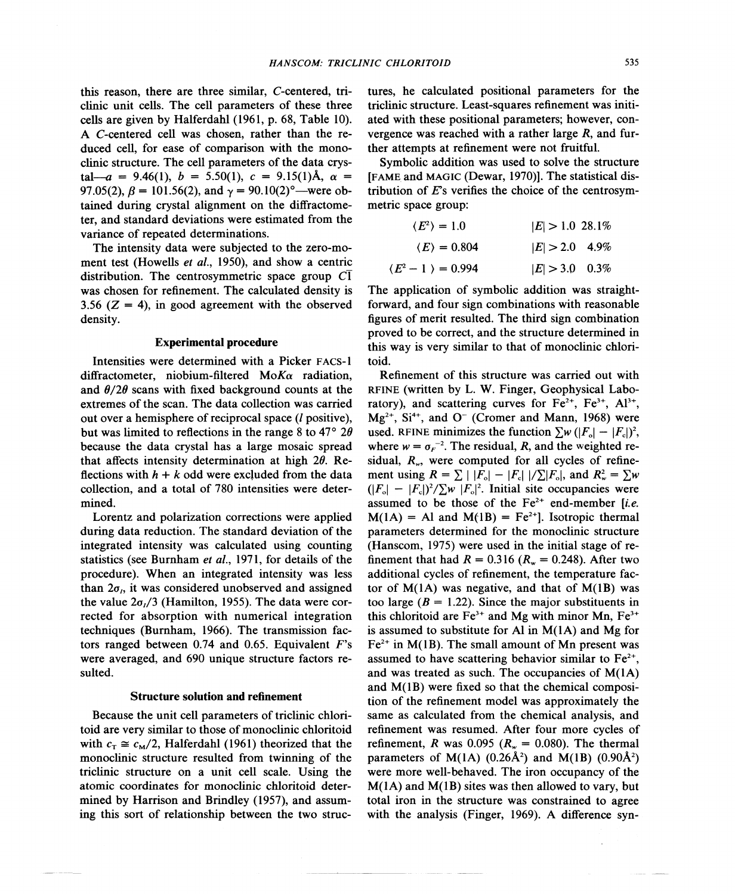this reason, there are three similar, C-centered, triclinic unit cells. The cell parameters of these three cells are given by Halferdahl (1961, p. 68, Table 10). A C-centered cell was chosen, rather than the reduced cell, for ease of comparison with the monoclinic structure. The cell parameters of the data crystal—$a = 9.46(1)$, $b = 5.50(1)$, $c = 9.15(1)$Å, $\alpha = 97.05(2)$, $\beta = 101.56(2)$, and $\gamma = 90.10(2)°$—were obtained during crystal alignment on the diffractometer, and standard deviations were estimated from the variance of repeated determinations.

The intensity data were subjected to the zero-moment test (Howells *et al.*, 1950), and show a centric distribution. The centrosymmetric space group $C\bar{1}$ was chosen for refinement. The calculated density is 3.56 ($Z = 4$), in good agreement with the observed density.

## Experimental procedure

Intensities were determined with a Picker FACS-1 diffractometer, niobium-filtered Mo$K\alpha$ radiation, and $\theta/2\theta$ scans with fixed background counts at the extremes of the scan. The data collection was carried out over a hemisphere of reciprocal space ($l$ positive), but was limited to reflections in the range 8 to 47° $2\theta$ because the data crystal has a large mosaic spread that affects intensity determination at high $2\theta$. Reflections with $h + k$ odd were excluded from the data collection, and a total of 780 intensities were determined.

Lorentz and polarization corrections were applied during data reduction. The standard deviation of the integrated intensity was calculated using counting statistics (see Burnham *et al.*, 1971, for details of the procedure). When an integrated intensity was less than $2\sigma_I$, it was considered unobserved and assigned the value $2\sigma_I/3$ (Hamilton, 1955). The data were corrected for absorption with numerical integration techniques (Burnham, 1966). The transmission factors ranged between 0.74 and 0.65. Equivalent $F$'s were averaged, and 690 unique structure factors resulted.

## Structure solution and refinement

Because the unit cell parameters of triclinic chloritoid are very similar to those of monoclinic chloritoid with $c_T \cong c_M/2$, Halferdahl (1961) theorized that the monoclinic structure resulted from twinning of the triclinic structure on a unit cell scale. Using the atomic coordinates for monoclinic chloritoid determined by Harrison and Brindley (1957), and assuming this sort of relationship between the two structures, he calculated positional parameters for the triclinic structure. Least-squares refinement was initiated with these positional parameters; however, convergence was reached with a rather large $R$, and further attempts at refinement were not fruitful.

Symbolic addition was used to solve the structure [FAME and MAGIC (Dewar, 1970)]. The statistical distribution of $E$'s verifies the choice of the centrosymmetric space group:

| | |
|---|---|
| $\langle E^2 \rangle = 1.0$ | $\lvert E \rvert > 1.0$ 28.1% |
| $\langle E \rangle = 0.804$ | $\lvert E \rvert > 2.0$ 4.9% |
| $\langle E^2 - 1 \rangle = 0.994$ | $\lvert E \rvert > 3.0$ 0.3% |

The application of symbolic addition was straightforward, and four sign combinations with reasonable figures of merit resulted. The third sign combination proved to be correct, and the structure determined in this way is very similar to that of monoclinic chloritoid.

Refinement of this structure was carried out with RFINE (written by L. W. Finger, Geophysical Laboratory), and scattering curves for $Fe^{2+}$, $Fe^{3+}$, $Al^{3+}$, $Mg^{2+}$, $Si^{4+}$, and $O^-$ (Cromer and Mann, 1968) were used. RFINE minimizes the function $\sum w(|F_o| - |F_c|)^2$, where $w = \sigma_F^{-2}$. The residual, $R$, and the weighted residual, $R_w$, were computed for all cycles of refinement using $R = \sum \mid |F_o| - |F_c| \mid / \sum |F_o|$, and $R_w^2 = \sum w (|F_o| - |F_c|)^2 / \sum w \, |F_o|^2$. Initial site occupancies were assumed to be those of the $Fe^{2+}$ end-member [*i.e.* M(1A) = Al and M(1B) = $Fe^{2+}$]. Isotropic thermal parameters determined for the monoclinic structure (Hanscom, 1975) were used in the initial stage of refinement that had $R = 0.316$ ($R_w = 0.248$). After two additional cycles of refinement, the temperature factor of M(1A) was negative, and that of M(1B) was too large ($B = 1.22$). Since the major substituents in this chloritoid are $Fe^{3+}$ and Mg with minor Mn, $Fe^{3+}$ is assumed to substitute for Al in M(1A) and Mg for $Fe^{2+}$ in M(1B). The small amount of Mn present was assumed to have scattering behavior similar to $Fe^{2+}$, and was treated as such. The occupancies of M(1A) and M(1B) were fixed so that the chemical composition of the refinement model was approximately the same as calculated from the chemical analysis, and refinement was resumed. After four more cycles of refinement, $R$ was 0.095 ($R_w = 0.080$). The thermal parameters of M(1A) (0.26Å$^2$) and M(1B) (0.90Å$^2$) were more well-behaved. The iron occupancy of the M(1A) and M(1B) sites was then allowed to vary, but total iron in the structure was constrained to agree with the analysis (Finger, 1969). A difference syn-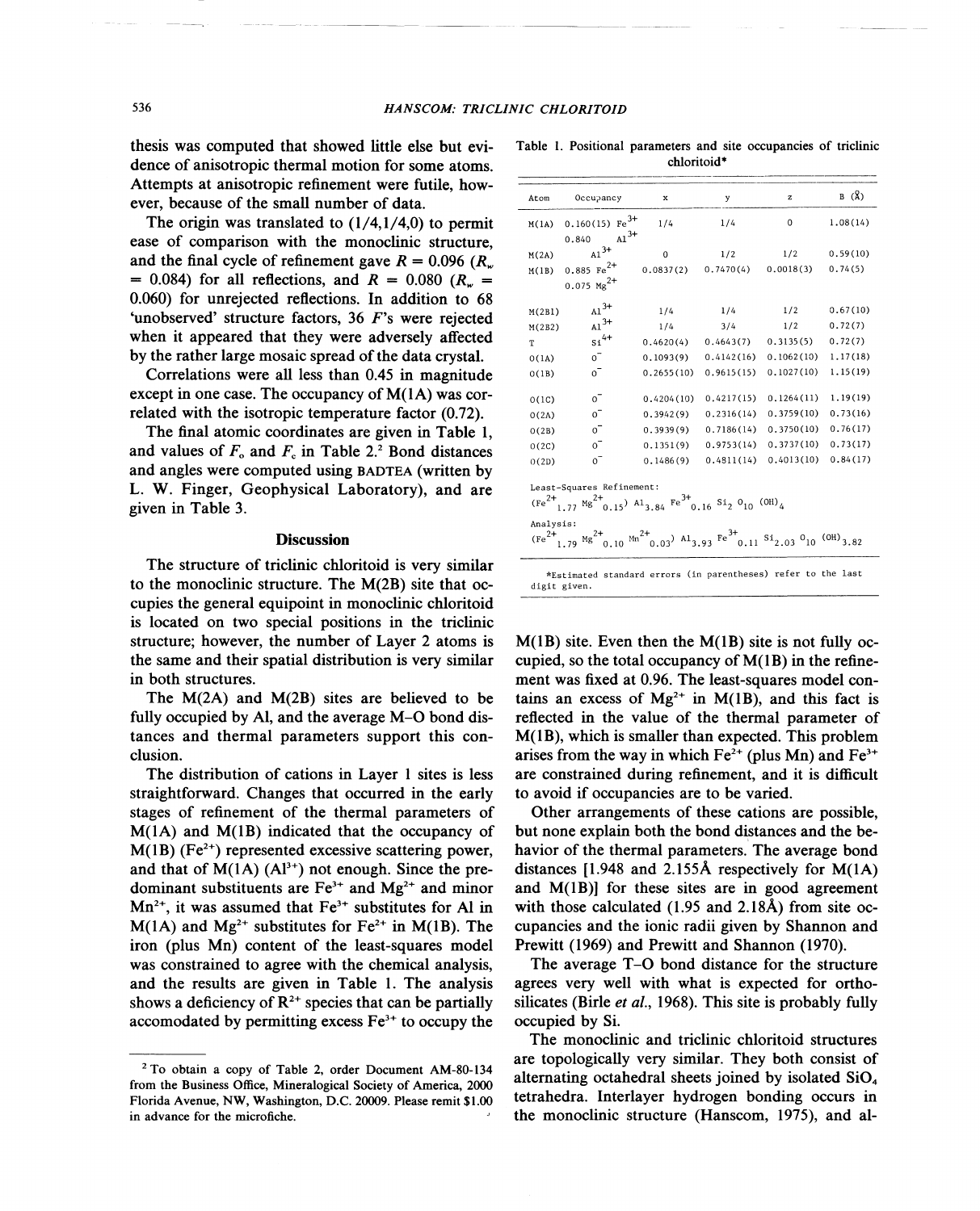thesis was computed that showed little else but evidence of anisotropic thermal motion for some atoms. Attempts at anisotropic refinement were futile, however, because of the small number of data.

The origin was translated to (1/4,1/4,0) to permit ease of comparison with the monoclinic structure, and the final cycle of refinement gave $R = 0.096$ ($R_w = 0.084$) for all reflections, and $R = 0.080$ ($R_w = 0.060$) for unrejected reflections. In addition to 68 'unobserved' structure factors, 36 $F$'s were rejected when it appeared that they were adversely affected by the rather large mosaic spread of the data crystal.

Correlations were all less than 0.45 in magnitude except in one case. The occupancy of M(1A) was correlated with the isotropic temperature factor (0.72).

The final atomic coordinates are given in Table 1, and values of $F_o$ and $F_c$ in Table 2.[2] Bond distances and angles were computed using BADTEA (written by L. W. Finger, Geophysical Laboratory), and are given in Table 3.

Table 1. Positional parameters and site occupancies of triclinic chloritoid*

| Atom | Occupancy | x | y | z | B (Å) |
|---|---|---|---|---|---|
| M(1A) | 0.160(15) $Fe^{3+}$ 0.840 $Al^{3+}$ | 1/4 | 1/4 | 0 | 1.08(14) |
| M(2A) | $Al^{3+}$ | 0 | 1/2 | 1/2 | 0.59(10) |
| M(1B) | 0.885 $Fe^{2+}$ 0.075 $Mg^{2+}$ | 0.0837(2) | 0.7470(4) | 0.0018(3) | 0.74(5) |
| M(2B1) | $Al^{3+}$ | 1/4 | 1/4 | 1/2 | 0.67(10) |
| M(2B2) | $Al^{3+}$ | 1/4 | 3/4 | 1/2 | 0.72(7) |
| T | $Si^{4+}$ | 0.4620(4) | 0.4643(7) | 0.3135(5) | 0.72(7) |
| O(1A) | $O^-$ | 0.1093(9) | 0.4142(16) | 0.1062(10) | 1.17(18) |
| O(1B) | $O^-$ | 0.2655(10) | 0.9615(15) | 0.1027(10) | 1.15(19) |
| O(1C) | $O^-$ | 0.4204(10) | 0.4217(15) | 0.1264(11) | 1.19(19) |
| O(2A) | $O^-$ | 0.3942(9) | 0.2316(14) | 0.3759(10) | 0.73(16) |
| O(2B) | $O^-$ | 0.3939(9) | 0.7186(14) | 0.3750(10) | 0.76(17) |
| O(2C) | $O^-$ | 0.1351(9) | 0.9753(14) | 0.3737(10) | 0.73(17) |
| O(2D) | $O^-$ | 0.1486(9) | 0.4811(14) | 0.4013(10) | 0.84(17) |

Least-Squares Refinement:
$(Fe^{2+}_{1.77}\ Mg^{2+}_{0.15})\ Al_{3.84}\ Fe^{3+}_{0.16}\ Si_2\ O_{10}\ (OH)_4$

Analysis:
$(Fe^{2+}_{1.79}\ Mg^{2+}_{0.10}\ Mn^{2+}_{0.03})\ Al_{3.93}\ Fe^{3+}_{0.11}\ Si_{2.03}\ O_{10}\ (OH)_{3.82}$

*Estimated standard errors (in parentheses) refer to the last digit given.

## Discussion

The structure of triclinic chloritoid is very similar to the monoclinic structure. The M(2B) site that occupies the general equipoint in monoclinic chloritoid is located on two special positions in the triclinic structure; however, the number of Layer 2 atoms is the same and their spatial distribution is very similar in both structures.

The M(2A) and M(2B) sites are believed to be fully occupied by Al, and the average M–O bond distances and thermal parameters support this conclusion.

The distribution of cations in Layer 1 sites is less straightforward. Changes that occurred in the early stages of refinement of the thermal parameters of M(1A) and M(1B) indicated that the occupancy of M(1B) ($Fe^{2+}$) represented excessive scattering power, and that of M(1A) ($Al^{3+}$) not enough. Since the predominant substituents are $Fe^{3+}$ and $Mg^{2+}$ and minor $Mn^{2+}$, it was assumed that $Fe^{3+}$ substitutes for Al in M(1A) and $Mg^{2+}$ substitutes for $Fe^{2+}$ in M(1B). The iron (plus Mn) content of the least-squares model was constrained to agree with the chemical analysis, and the results are given in Table 1. The analysis shows a deficiency of $R^{2+}$ species that can be partially accomodated by permitting excess $Fe^{3+}$ to occupy the M(1B) site. Even then the M(1B) site is not fully occupied, so the total occupancy of M(1B) in the refinement was fixed at 0.96. The least-squares model contains an excess of $Mg^{2+}$ in M(1B), and this fact is reflected in the value of the thermal parameter of M(1B), which is smaller than expected. This problem arises from the way in which $Fe^{2+}$ (plus Mn) and $Fe^{3+}$ are constrained during refinement, and it is difficult to avoid if occupancies are to be varied.

Other arrangements of these cations are possible, but none explain both the bond distances and the behavior of the thermal parameters. The average bond distances [1.948 and 2.155Å respectively for M(1A) and M(1B)] for these sites are in good agreement with those calculated (1.95 and 2.18Å) from site occupancies and the ionic radii given by Shannon and Prewitt (1969) and Prewitt and Shannon (1970).

The average T–O bond distance for the structure agrees very well with what is expected for orthosilicates (Birle *et al.*, 1968). This site is probably fully occupied by Si.

The monoclinic and triclinic chloritoid structures are topologically very similar. They both consist of alternating octahedral sheets joined by isolated $SiO_4$ tetrahedra. Interlayer hydrogen bonding occurs in the monoclinic structure (Hanscom, 1975), and al-

[2] To obtain a copy of Table 2, order Document AM-80-134 from the Business Office, Mineralogical Society of America, 2000 Florida Avenue, NW, Washington, D.C. 20009. Please remit $1.00 in advance for the microfiche.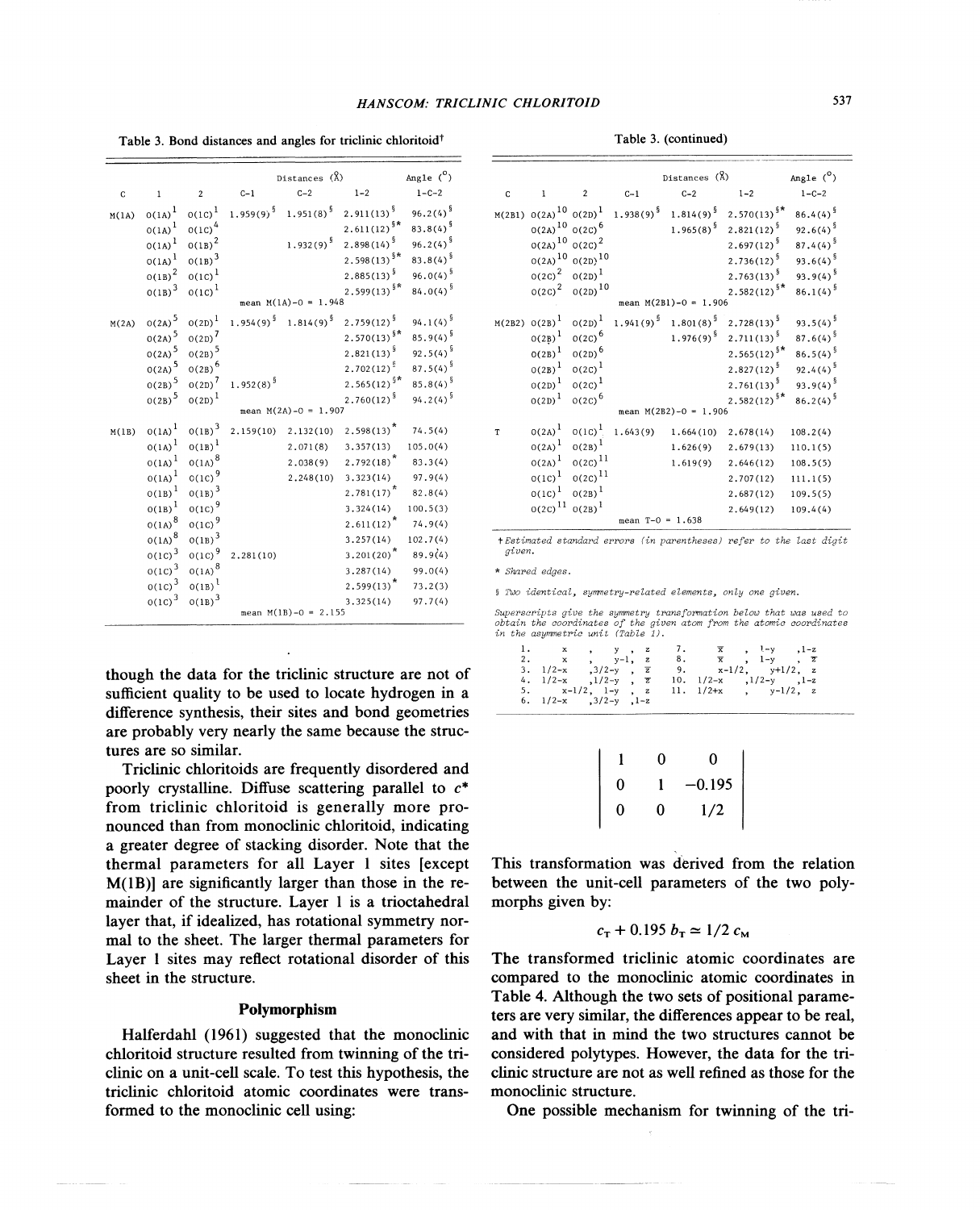Table 3. Bond distances and angles for triclinic chloritoid†

| C | 1 | 2 | Distances (Å) C-1 | C-2 | 1-2 | Angle (°) 1-C-2 |
|---|---|---|---|---|---|---|
| M(1A) | O(1A)[1] | O(1C)[1] | 1.959(9)§ | 1.951(8)§ | 2.911(13)§ | 96.2(4)§ |
| | O(1A)[1] | O(1C)[4] | | | 2.611(12)§* | 83.8(4)§ |
| | O(1A)[1] | O(1B)[2] | | 1.932(9)§ | 2.898(14)§ | 96.2(4)§ |
| | O(1A)[1] | O(1B)[3] | | | 2.598(13)§* | 83.8(4)§ |
| | O(1B)[2] | O(1C)[1] | | | 2.885(13)§ | 96.0(4)§ |
| | O(1B)[3] | O(1C)[1] | | | 2.599(13)§* | 84.0(4)§ |
| | | | mean M(1A)-O = 1.948 | | | |
| M(2A) | O(2A)[5] | O(2D)[1] | 1.954(9)§ | 1.814(9)§ | 2.759(12)§ | 94.1(4)§ |
| | O(2A)[5] | O(2D)[7] | | | 2.570(13)§* | 85.9(4)§ |
| | O(2A)[5] | O(2B)[5] | | | 2.821(13)§ | 92.5(4)§ |
| | O(2A)[5] | O(2B)[6] | | | 2.702(12)§ | 87.5(4)§ |
| | O(2B)[5] | O(2D)[7] | 1.952(8)§ | | 2.565(12)§* | 85.8(4)§ |
| | O(2B)[5] | O(2D)[1] | | | 2.760(12)§ | 94.2(4)§ |
| | | | mean M(2A)-O = 1.907 | | | |
| M(1B) | O(1A)[1] | O(1B)[3] | 2.159(10) | 2.132(10) | 2.598(13)* | 74.5(4) |
| | O(1A)[1] | O(1B)[1] | | 2.071(8) | 3.357(13) | 105.0(4) |
| | O(1A)[1] | O(1A)[8] | | 2.038(9) | 2.792(18)* | 83.3(4) |
| | O(1A)[1] | O(1C)[9] | | 2.248(10) | 3.323(14) | 97.9(4) |
| | O(1B)[1] | O(1B)[3] | | | 2.781(17)* | 82.8(4) |
| | O(1B)[1] | O(1C)[9] | | | 3.324(14) | 100.5(3) |
| | O(1A)[8] | O(1C)[9] | | | 2.611(12)* | 74.9(4) |
| | O(1A)[8] | O(1B)[3] | | | 3.257(14) | 102.7(4) |
| | O(1C)[3] | O(1C)[9] | 2.281(10) | | 3.201(20)* | 89.9(4) |
| | O(1C)[3] | O(1A)[8] | | | 3.287(14) | 99.0(4) |
| | O(1C)[3] | O(1B)[1] | | | 2.599(13)* | 73.2(3) |
| | O(1C)[3] | O(1B)[3] | | | 3.325(14) | 97.7(4) |
| | | | mean M(1B)-O = 2.155 | | | |
| M(2B1) | O(2A)[10] | O(2D)[1] | 1.938(9)§ | 1.814(9)§ | 2.570(13)§* | 86.4(4)§ |
| | O(2A)[10] | O(2C)[6] | | 1.965(8)§ | 2.821(12)§ | 92.6(4)§ |
| | O(2A)[10] | O(2C)[2] | | | 2.697(12)§ | 87.4(4)§ |
| | O(2A)[10] | O(2D)[10] | | | 2.736(12)§ | 93.6(4)§ |
| | O(2C)[2] | O(2D)[1] | | | 2.763(13)§ | 93.9(4)§ |
| | O(2C)[2] | O(2D)[10] | | | 2.582(12)§* | 86.1(4)§ |
| | | | mean M(2B1)-O = 1.906 | | | |
| M(2B2) | O(2B)[1] | O(2D)[1] | 1.941(9)§ | 1.801(8)§ | 2.728(13)§ | 93.5(4)§ |
| | O(2B)[1] | O(2C)[6] | | 1.976(9)§ | 2.711(13)§ | 87.6(4)§ |
| | O(2B)[1] | O(2D)[6] | | | 2.565(12)§* | 86.5(4)§ |
| | O(2B)[1] | O(2C)[1] | | | 2.827(12)§ | 92.4(4)§ |
| | O(2D)[1] | O(2C)[1] | | | 2.761(13)§ | 93.9(4)§ |
| | O(2D)[1] | O(2C)[6] | | | 2.582(12)§* | 86.2(4)§ |
| | | | mean M(2B2)-O = 1.906 | | | |
| T | O(2A)[1] | O(1C)[1] | 1.643(9) | 1.664(10) | 2.678(14) | 108.2(4) |
| | O(2A)[1] | O(2B)[1] | | 1.626(9) | 2.679(13) | 110.1(5) |
| | O(2A)[1] | O(2C)[11] | | 1.619(9) | 2.646(12) | 108.5(5) |
| | O(1C)[1] | O(2C)[11] | | | 2.707(12) | 111.1(5) |
| | O(1C)[1] | O(2B)[1] | | | 2.687(12) | 109.5(5) |
| | O(2C)[11] | O(2B)[1] | | | 2.649(12) | 109.4(4) |
| | | | mean T-O = 1.638 | | | |

*† Estimated standard errors (in parentheses) refer to the last digit given.*

*\* Shared edges.*

*§ Two identical, symmetry-related elements, only one given.*

*Superscripts give the symmetry transformation below that was used to obtain the coordinates of the given atom from the atomic coordinates in the asymmetric unit (Table 1).*

| | | | | | | | |
|---|---|---|---|---|---|---|---|
| 1. | x | y | z | 7. | $\bar{x}$ | 1-y | 1-z |
| 2. | x | y-1 | z | 8. | $\bar{x}$ | 1-y | $\bar{z}$ |
| 3. | 1/2-x | 3/2-y | $\bar{z}$ | 9. | x-1/2 | y+1/2 | z |
| 4. | 1/2-x | 1/2-y | $\bar{z}$ | 10. | 1/2-x | 1/2-y | 1-z |
| 5. | x-1/2 | 1-y | z | 11. | 1/2+x | y-1/2 | z |
| 6. | 1/2-x | 3/2-y | 1-z | | | | |

though the data for the triclinic structure are not of sufficient quality to be used to locate hydrogen in a difference synthesis, their sites and bond geometries are probably very nearly the same because the structures are so similar.

Triclinic chloritoids are frequently disordered and poorly crystalline. Diffuse scattering parallel to $c^*$ from triclinic chloritoid is generally more pronounced than from monoclinic chloritoid, indicating a greater degree of stacking disorder. Note that the thermal parameters for all Layer 1 sites [except M(1B)] are significantly larger than those in the remainder of the structure. Layer 1 is a trioctahedral layer that, if idealized, has rotational symmetry normal to the sheet. The larger thermal parameters for Layer 1 sites may reflect rotational disorder of this sheet in the structure.

## Polymorphism

Halferdahl (1961) suggested that the monoclinic chloritoid structure resulted from twinning of the triclinic on a unit-cell scale. To test this hypothesis, the triclinic chloritoid atomic coordinates were transformed to the monoclinic cell using:

$$\begin{vmatrix} 1 & 0 & 0 \\ 0 & 1 & -0.195 \\ 0 & 0 & 1/2 \end{vmatrix}$$

This transformation was derived from the relation between the unit-cell parameters of the two polymorphs given by:

$$c_T + 0.195\, b_T \simeq 1/2\, c_M$$

The transformed triclinic atomic coordinates are compared to the monoclinic atomic coordinates in Table 4. Although the two sets of positional parameters are very similar, the differences appear to be real, and with that in mind the two structures cannot be considered polytypes. However, the data for the triclinic structure are not as well refined as those for the monoclinic structure.

One possible mechanism for twinning of the tri-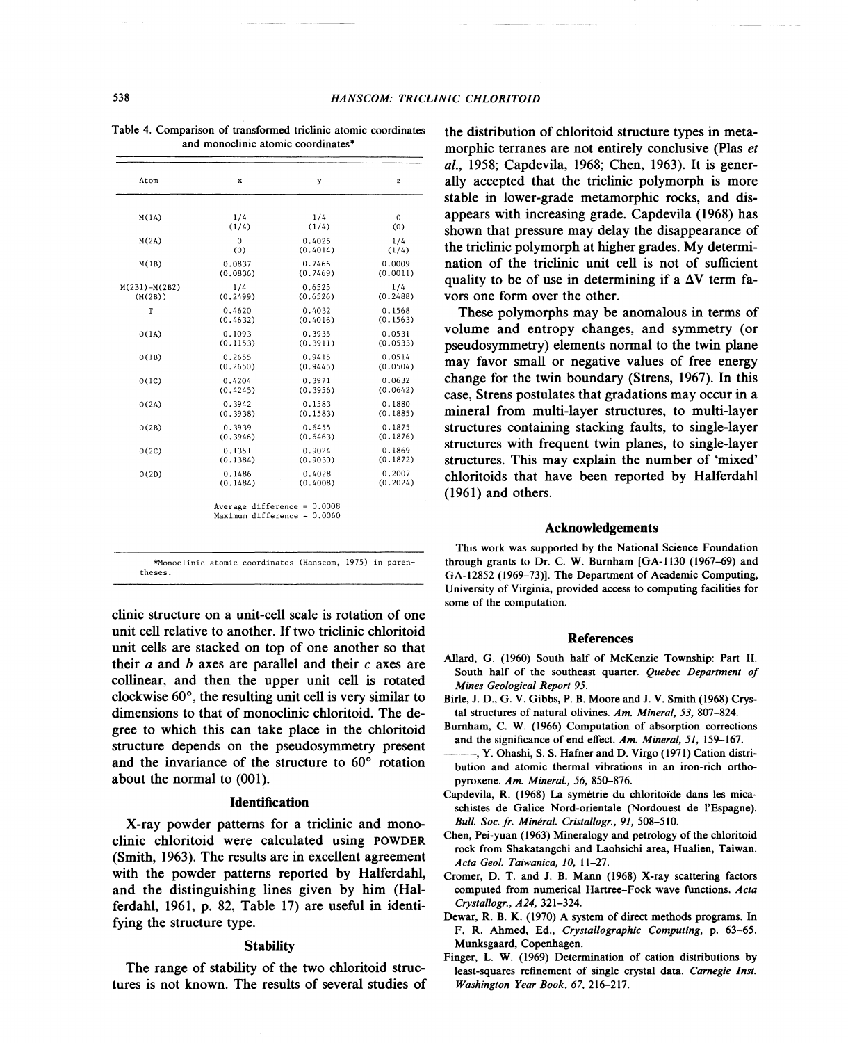Table 4. Comparison of transformed triclinic atomic coordinates and monoclinic atomic coordinates*

| Atom | x | y | z |
|---|---|---|---|
| M(1A) | 1/4<br>(1/4) | 1/4<br>(1/4) | 0<br>(0) |
| M(2A) | 0<br>(0) | 0.4025<br>(0.4014) | 1/4<br>(1/4) |
| M(1B) | 0.0837<br>(0.0836) | 0.7466<br>(0.7469) | 0.0009<br>(0.0011) |
| M(2B1)-M(2B2)<br>(M(2B)) | 1/4<br>(0.2499) | 0.6525<br>(0.6526) | 1/4<br>(0.2488) |
| T | 0.4620<br>(0.4632) | 0.4032<br>(0.4016) | 0.1568<br>(0.1563) |
| O(1A) | 0.1093<br>(0.1153) | 0.3935<br>(0.3911) | 0.0531<br>(0.0533) |
| O(1B) | 0.2655<br>(0.2650) | 0.9415<br>(0.9445) | 0.0514<br>(0.0504) |
| O(1C) | 0.4204<br>(0.4245) | 0.3971<br>(0.3956) | 0.0632<br>(0.0642) |
| O(2A) | 0.3942<br>(0.3938) | 0.1583<br>(0.1583) | 0.1880<br>(0.1885) |
| O(2B) | 0.3939<br>(0.3946) | 0.6455<br>(0.6463) | 0.1875<br>(0.1876) |
| O(2C) | 0.1351<br>(0.1384) | 0.9024<br>(0.9030) | 0.1869<br>(0.1872) |
| O(2D) | 0.1486<br>(0.1484) | 0.4028<br>(0.4008) | 0.2007<br>(0.2024) |

Average difference = 0.0008
Maximum difference = 0.0060

*Monoclinic atomic coordinates (Hanscom, 1975) in parentheses.

clinic structure on a unit-cell scale is rotation of one unit cell relative to another. If two triclinic chloritoid unit cells are stacked on top of one another so that their *a* and *b* axes are parallel and their *c* axes are collinear, and then the upper unit cell is rotated clockwise 60°, the resulting unit cell is very similar to dimensions to that of monoclinic chloritoid. The degree to which this can take place in the chloritoid structure depends on the pseudosymmetry present and the invariance of the structure to 60° rotation about the normal to (001).

## Identification

X-ray powder patterns for a triclinic and monoclinic chloritoid were calculated using POWDER (Smith, 1963). The results are in excellent agreement with the powder patterns reported by Halferdahl, and the distinguishing lines given by him (Halferdahl, 1961, p. 82, Table 17) are useful in identifying the structure type.

## Stability

The range of stability of the two chloritoid structures is not known. The results of several studies of the distribution of chloritoid structure types in metamorphic terranes are not entirely conclusive (Plas *et al.*, 1958; Capdevila, 1968; Chen, 1963). It is generally accepted that the triclinic polymorph is more stable in lower-grade metamorphic rocks, and disappears with increasing grade. Capdevila (1968) has shown that pressure may delay the disappearance of the triclinic polymorph at higher grades. My determination of the triclinic unit cell is not of sufficient quality to be of use in determining if a $\Delta V$ term favors one form over the other.

These polymorphs may be anomalous in terms of volume and entropy changes, and symmetry (or pseudosymmetry) elements normal to the twin plane may favor small or negative values of free energy change for the twin boundary (Strens, 1967). In this case, Strens postulates that gradations may occur in a mineral from multi-layer structures, to multi-layer structures containing stacking faults, to single-layer structures with frequent twin planes, to single-layer structures. This may explain the number of 'mixed' chloritoids that have been reported by Halferdahl (1961) and others.

## Acknowledgements

This work was supported by the National Science Foundation through grants to Dr. C. W. Burnham [GA-1130 (1967–69) and GA-12852 (1969–73)]. The Department of Academic Computing, University of Virginia, provided access to computing facilities for some of the computation.

## References

Allard, G. (1960) South half of McKenzie Township: Part II. South half of the southeast quarter. *Quebec Department of Mines Geological Report 95.*

Birle, J. D., G. V. Gibbs, P. B. Moore and J. V. Smith (1968) Crystal structures of natural olivines. *Am. Mineral, 53,* 807–824.

Burnham, C. W. (1966) Computation of absorption corrections and the significance of end effect. *Am. Mineral, 51,* 159–167.

———, Y. Ohashi, S. S. Hafner and D. Virgo (1971) Cation distribution and atomic thermal vibrations in an iron-rich orthopyroxene. *Am. Mineral., 56,* 850–876.

Capdevila, R. (1968) La symétrie du chloritoïde dans les micaschistes de Galice Nord-orientale (Nordouest de l'Espagne). *Bull. Soc. fr. Minéral. Cristallogr., 91,* 508–510.

Chen, Pei-yuan (1963) Mineralogy and petrology of the chloritoid rock from Shakatangchi and Laohsichi area, Hualien, Taiwan. *Acta Geol. Taiwanica, 10,* 11–27.

Cromer, D. T. and J. B. Mann (1968) X-ray scattering factors computed from numerical Hartree-Fock wave functions. *Acta Crystallogr., A24,* 321–324.

Dewar, R. B. K. (1970) A system of direct methods programs. In F. R. Ahmed, Ed., *Crystallographic Computing,* p. 63–65. Munksgaard, Copenhagen.

Finger, L. W. (1969) Determination of cation distributions by least-squares refinement of single crystal data. *Carnegie Inst. Washington Year Book, 67,* 216–217.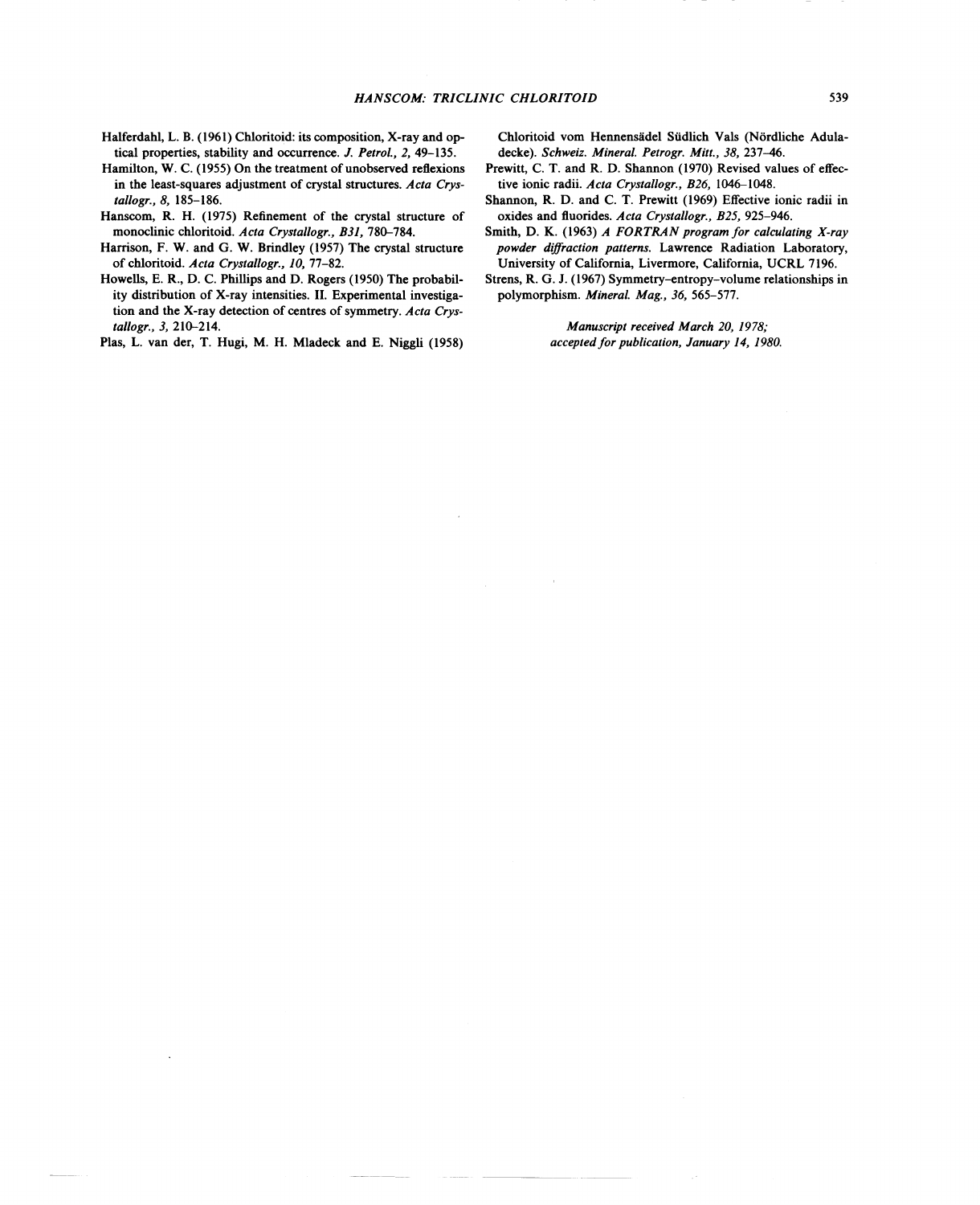Halferdahl, L. B. (1961) Chloritoid: its composition, X-ray and optical properties, stability and occurrence. *J. Petrol., 2,* 49–135.

Hamilton, W. C. (1955) On the treatment of unobserved reflexions in the least-squares adjustment of crystal structures. *Acta Crystallogr., 8,* 185–186.

Hanscom, R. H. (1975) Refinement of the crystal structure of monoclinic chloritoid. *Acta Crystallogr., B31,* 780–784.

Harrison, F. W. and G. W. Brindley (1957) The crystal structure of chloritoid. *Acta Crystallogr., 10,* 77–82.

Howells, E. R., D. C. Phillips and D. Rogers (1950) The probability distribution of X-ray intensities. II. Experimental investigation and the X-ray detection of centres of symmetry. *Acta Crystallogr., 3,* 210–214.

Plas, L. van der, T. Hugi, M. H. Mladeck and E. Niggli (1958) Chloritoid vom Hennensädel Südlich Vals (Nördliche Aduladecke). *Schweiz. Mineral. Petrogr. Mitt., 38,* 237–46.

Prewitt, C. T. and R. D. Shannon (1970) Revised values of effective ionic radii. *Acta Crystallogr., B26,* 1046–1048.

Shannon, R. D. and C. T. Prewitt (1969) Effective ionic radii in oxides and fluorides. *Acta Crystallogr., B25,* 925–946.

Smith, D. K. (1963) *A FORTRAN program for calculating X-ray powder diffraction patterns.* Lawrence Radiation Laboratory, University of California, Livermore, California, UCRL 7196.

Strens, R. G. J. (1967) Symmetry–entropy–volume relationships in polymorphism. *Mineral. Mag., 36,* 565–577.

*Manuscript received March 20, 1978; accepted for publication, January 14, 1980.*